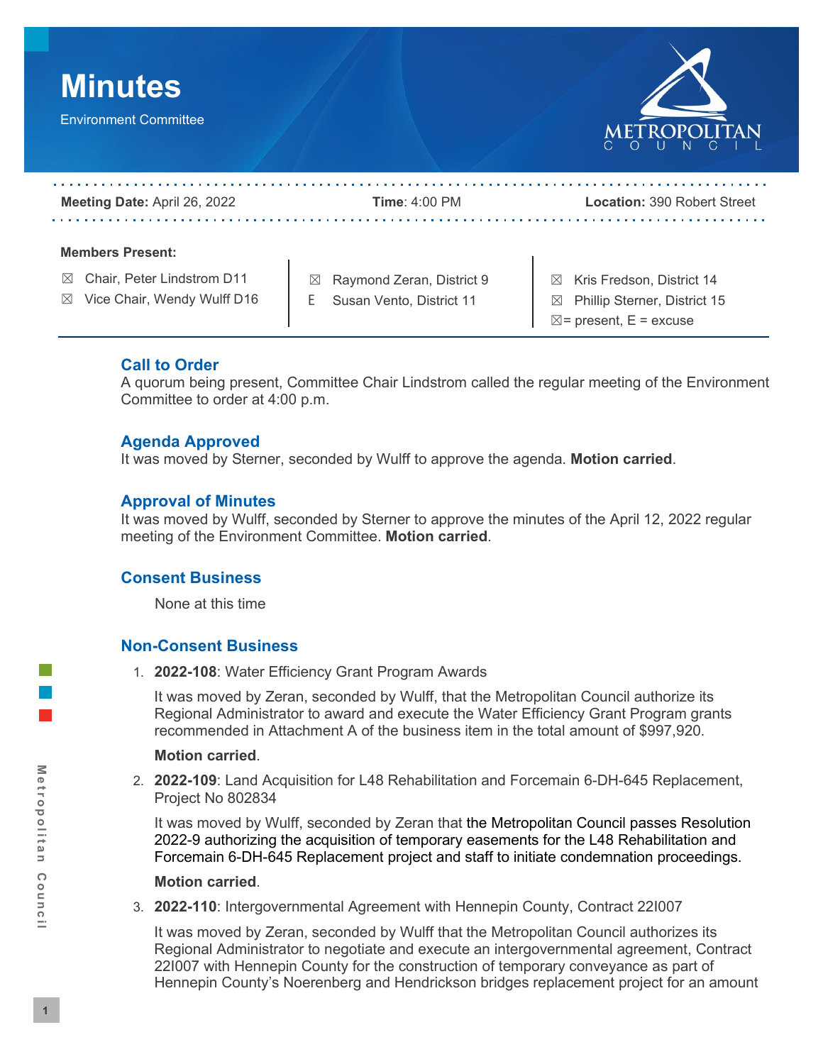# Minutes

Environment Committee

**Meeting Date:** April 26, 2022 **Time**: 4:00 PM **Location:** 390 Robert Street

**Members Present:**

☒ Chair, Peter Lindstrom D11
☒ Vice Chair, Wendy Wulff D16
☒ Raymond Zeran, District 9
E Susan Vento, District 11
☒ Kris Fredson, District 14
☒ Phillip Sterner, District 15
☒= present, E = excuse

## Call to Order

A quorum being present, Committee Chair Lindstrom called the regular meeting of the Environment Committee to order at 4:00 p.m.

## Agenda Approved

It was moved by Sterner, seconded by Wulff to approve the agenda. **Motion carried**.

## Approval of Minutes

It was moved by Wulff, seconded by Sterner to approve the minutes of the April 12, 2022 regular meeting of the Environment Committee. **Motion carried**.

## Consent Business

None at this time

## Non-Consent Business

1. **2022-108**: Water Efficiency Grant Program Awards

   It was moved by Zeran, seconded by Wulff, that the Metropolitan Council authorize its Regional Administrator to award and execute the Water Efficiency Grant Program grants recommended in Attachment A of the business item in the total amount of $997,920.

   **Motion carried**.

2. **2022-109**: Land Acquisition for L48 Rehabilitation and Forcemain 6-DH-645 Replacement, Project No 802834

   It was moved by Wulff, seconded by Zeran that the Metropolitan Council passes Resolution 2022-9 authorizing the acquisition of temporary easements for the L48 Rehabilitation and Forcemain 6-DH-645 Replacement project and staff to initiate condemnation proceedings.

   **Motion carried**.

3. **2022-110**: Intergovernmental Agreement with Hennepin County, Contract 22I007

   It was moved by Zeran, seconded by Wulff that the Metropolitan Council authorizes its Regional Administrator to negotiate and execute an intergovernmental agreement, Contract 22I007 with Hennepin County for the construction of temporary conveyance as part of Hennepin County's Noerenberg and Hendrickson bridges replacement project for an amount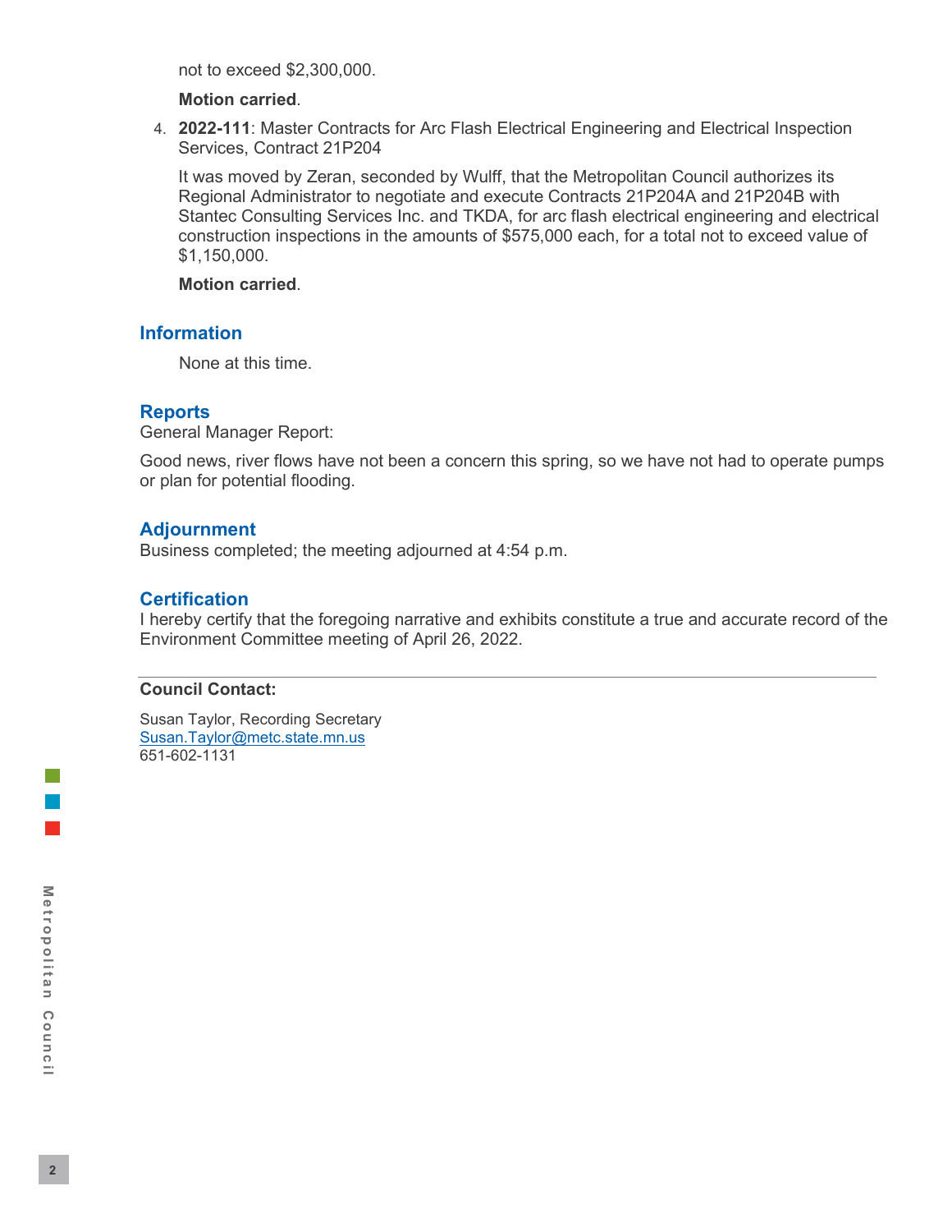not to exceed $2,300,000.

**Motion carried**.

4. **2022-111**: Master Contracts for Arc Flash Electrical Engineering and Electrical Inspection Services, Contract 21P204

   It was moved by Zeran, seconded by Wulff, that the Metropolitan Council authorizes its Regional Administrator to negotiate and execute Contracts 21P204A and 21P204B with Stantec Consulting Services Inc. and TKDA, for arc flash electrical engineering and electrical construction inspections in the amounts of $575,000 each, for a total not to exceed value of $1,150,000.

   **Motion carried**.

## Information

None at this time.

## Reports

General Manager Report:

Good news, river flows have not been a concern this spring, so we have not had to operate pumps or plan for potential flooding.

## Adjournment

Business completed; the meeting adjourned at 4:54 p.m.

## Certification

I hereby certify that the foregoing narrative and exhibits constitute a true and accurate record of the Environment Committee meeting of April 26, 2022.

---

**Council Contact:**

Susan Taylor, Recording Secretary
Susan.Taylor@metc.state.mn.us
651-602-1131